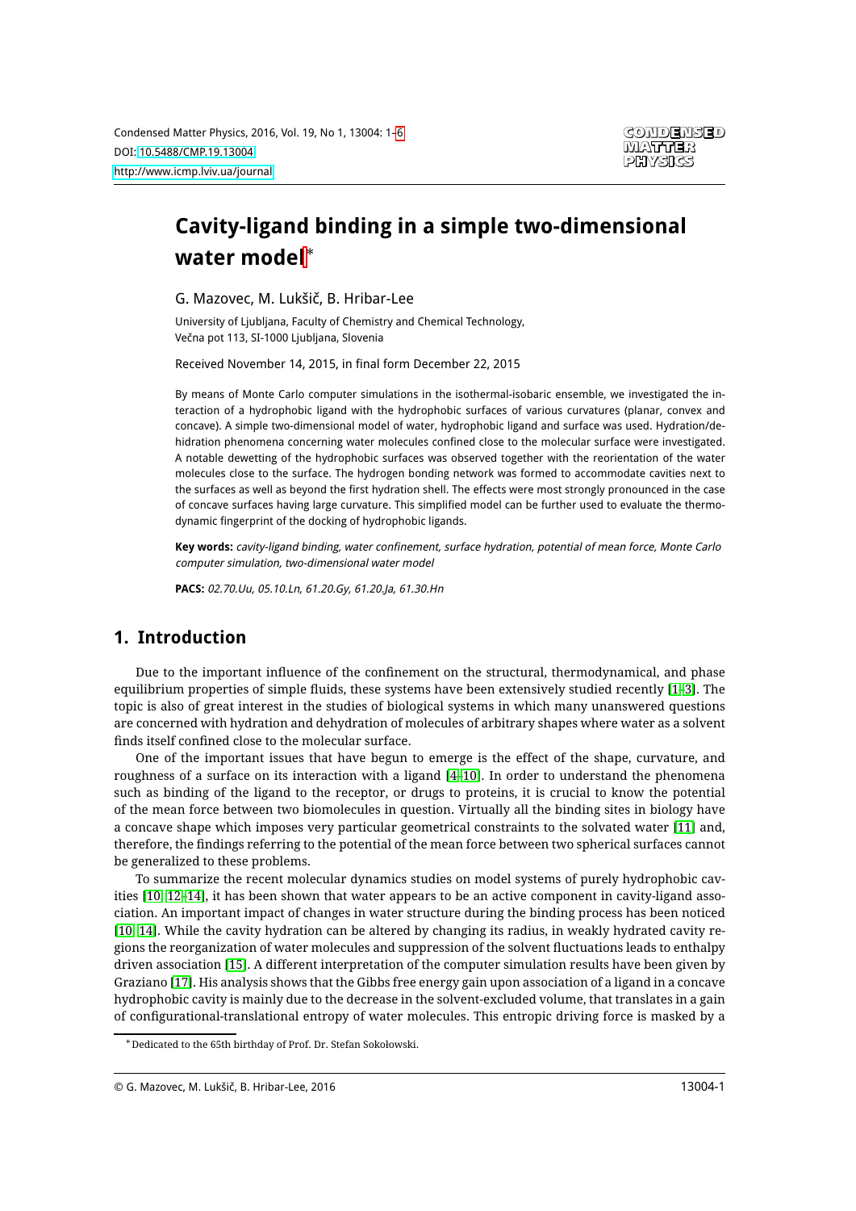# Cavity-ligand binding in a simple two-dimensional water model*

G. Mazovec, M. Lukšič, B. Hribar-Lee

University of Ljubljana, Faculty of Chemistry and Chemical Technology, Večna pot 113, SI-1000 Ljubljana, Slovenia

Received November 14, 2015, in final form December 22, 2015

By means of Monte Carlo computer simulations in the isothermal-isobaric ensemble, we investigated the interaction of a hydrophobic ligand with the hydrophobic surfaces of various curvatures (planar, convex and concave). A simple two-dimensional model of water, hydrophobic ligand and surface was used. Hydration/dehidration phenomena concerning water molecules confined close to the molecular surface were investigated. A notable dewetting of the hydrophobic surfaces was observed together with the reorientation of the water molecules close to the surface. The hydrogen bonding network was formed to accommodate cavities next to the surfaces as well as beyond the first hydration shell. The effects were most strongly pronounced in the case of concave surfaces having large curvature. This simplified model can be further used to evaluate the thermodynamic fingerprint of the docking of hydrophobic ligands.

**Key words:** *cavity-ligand binding, water confinement, surface hydration, potential of mean force, Monte Carlo computer simulation, two-dimensional water model*

**PACS:** *02.70.Uu, 05.10.Ln, 61.20.Gy, 61.20.Ja, 61.30.Hn*

## 1. Introduction

Due to the important influence of the confinement on the structural, thermodynamical, and phase equilibrium properties of simple fluids, these systems have been extensively studied recently [1–3]. The topic is also of great interest in the studies of biological systems in which many unanswered questions are concerned with hydration and dehydration of molecules of arbitrary shapes where water as a solvent finds itself confined close to the molecular surface.

One of the important issues that have begun to emerge is the effect of the shape, curvature, and roughness of a surface on its interaction with a ligand [4–10]. In order to understand the phenomena such as binding of the ligand to the receptor, or drugs to proteins, it is crucial to know the potential of the mean force between two biomolecules in question. Virtually all the binding sites in biology have a concave shape which imposes very particular geometrical constraints to the solvated water [11] and, therefore, the findings referring to the potential of the mean force between two spherical surfaces cannot be generalized to these problems.

To summarize the recent molecular dynamics studies on model systems of purely hydrophobic cavities [10, 12–14], it has been shown that water appears to be an active component in cavity-ligand association. An important impact of changes in water structure during the binding process has been noticed [10, 14]. While the cavity hydration can be altered by changing its radius, in weakly hydrated cavity regions the reorganization of water molecules and suppression of the solvent fluctuations leads to enthalpy driven association [15]. A different interpretation of the computer simulation results have been given by Graziano [17]. His analysis shows that the Gibbs free energy gain upon association of a ligand in a concave hydrophobic cavity is mainly due to the decrease in the solvent-excluded volume, that translates in a gain of configurational-translational entropy of water molecules. This entropic driving force is masked by a

*Dedicated to the 65th birthday of Prof. Dr. Stefan Sokołowski.

© G. Mazovec, M. Lukšič, B. Hribar-Lee, 2016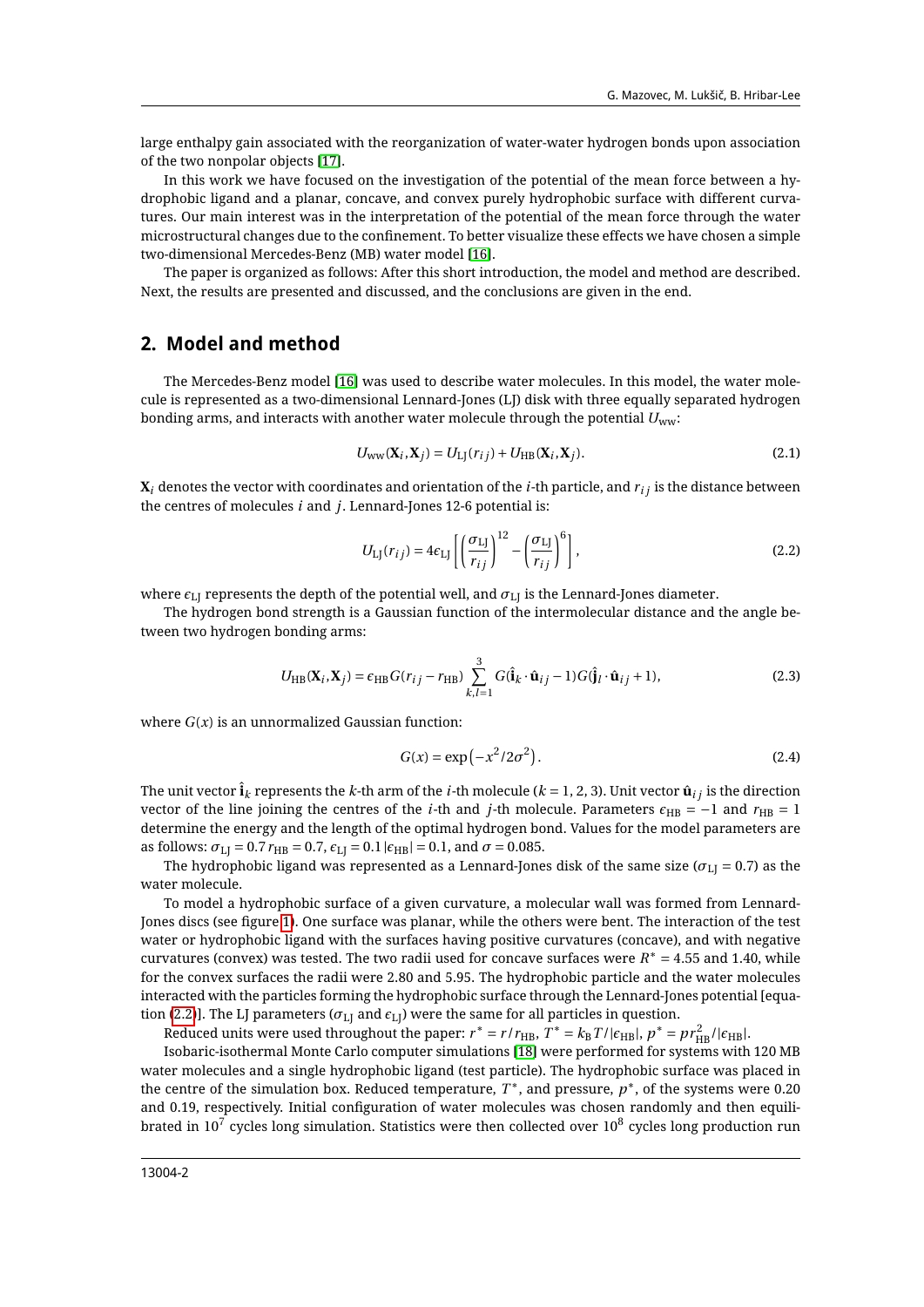large enthalpy gain associated with the reorganization of water-water hydrogen bonds upon association of the two nonpolar objects [17].

In this work we have focused on the investigation of the potential of the mean force between a hydrophobic ligand and a planar, concave, and convex purely hydrophobic surface with different curvatures. Our main interest was in the interpretation of the potential of the mean force through the water microstructural changes due to the confinement. To better visualize these effects we have chosen a simple two-dimensional Mercedes-Benz (MB) water model [16].

The paper is organized as follows: After this short introduction, the model and method are described. Next, the results are presented and discussed, and the conclusions are given in the end.

## 2. Model and method

The Mercedes-Benz model [16] was used to describe water molecules. In this model, the water molecule is represented as a two-dimensional Lennard-Jones (LJ) disk with three equally separated hydrogen bonding arms, and interacts with another water molecule through the potential $U_{\mathrm{ww}}$:

$$U_{\mathrm{ww}}(\mathbf{X}_i, \mathbf{X}_j) = U_{\mathrm{LJ}}(r_{ij}) + U_{\mathrm{HB}}(\mathbf{X}_i, \mathbf{X}_j). \tag{2.1}$$

$\mathbf{X}_i$ denotes the vector with coordinates and orientation of the $i$-th particle, and $r_{ij}$ is the distance between the centres of molecules $i$ and $j$. Lennard-Jones 12-6 potential is:

$$U_{\mathrm{LJ}}(r_{ij}) = 4\epsilon_{\mathrm{LJ}} \left[ \left( \frac{\sigma_{\mathrm{LJ}}}{r_{ij}} \right)^{12} - \left( \frac{\sigma_{\mathrm{LJ}}}{r_{ij}} \right)^{6} \right], \tag{2.2}$$

where $\epsilon_{\mathrm{LJ}}$ represents the depth of the potential well, and $\sigma_{\mathrm{LJ}}$ is the Lennard-Jones diameter.

The hydrogen bond strength is a Gaussian function of the intermolecular distance and the angle between two hydrogen bonding arms:

$$U_{\mathrm{HB}}(\mathbf{X}_i, \mathbf{X}_j) = \epsilon_{\mathrm{HB}} G(r_{ij} - r_{\mathrm{HB}}) \sum_{k,l=1}^{3} G(\hat{\mathbf{i}}_k \cdot \hat{\mathbf{u}}_{ij} - 1) G(\hat{\mathbf{j}}_l \cdot \hat{\mathbf{u}}_{ij} + 1), \tag{2.3}$$

where $G(x)$ is an unnormalized Gaussian function:

$$G(x) = \exp\left(-x^2/2\sigma^2\right). \tag{2.4}$$

The unit vector $\hat{\mathbf{i}}_k$ represents the $k$-th arm of the $i$-th molecule ($k = 1, 2, 3$). Unit vector $\hat{\mathbf{u}}_{ij}$ is the direction vector of the line joining the centres of the $i$-th and $j$-th molecule. Parameters $\epsilon_{\mathrm{HB}} = -1$ and $r_{\mathrm{HB}} = 1$ determine the energy and the length of the optimal hydrogen bond. Values for the model parameters are as follows: $\sigma_{\mathrm{LJ}} = 0.7\, r_{\mathrm{HB}} = 0.7$, $\epsilon_{\mathrm{LJ}} = 0.1\, |\epsilon_{\mathrm{HB}}| = 0.1$, and $\sigma = 0.085$.

The hydrophobic ligand was represented as a Lennard-Jones disk of the same size ($\sigma_{\mathrm{LJ}} = 0.7$) as the water molecule.

To model a hydrophobic surface of a given curvature, a molecular wall was formed from Lennard-Jones discs (see figure 1). One surface was planar, while the others were bent. The interaction of the test water or hydrophobic ligand with the surfaces having positive curvatures (concave), and with negative curvatures (convex) was tested. The two radii used for concave surfaces were $R^* = 4.55$ and 1.40, while for the convex surfaces the radii were 2.80 and 5.95. The hydrophobic particle and the water molecules interacted with the particles forming the hydrophobic surface through the Lennard-Jones potential [equation (2.2)]. The LJ parameters ($\sigma_{\mathrm{LJ}}$ and $\epsilon_{\mathrm{LJ}}$) were the same for all particles in question.

Reduced units were used throughout the paper: $r^* = r/r_{\mathrm{HB}}$, $T^* = k_{\mathrm{B}} T/|\epsilon_{\mathrm{HB}}|$, $p^* = p r_{\mathrm{HB}}^2/|\epsilon_{\mathrm{HB}}|$.

Isobaric-isothermal Monte Carlo computer simulations [18] were performed for systems with 120 MB water molecules and a single hydrophobic ligand (test particle). The hydrophobic surface was placed in the centre of the simulation box. Reduced temperature, $T^*$, and pressure, $p^*$, of the systems were 0.20 and 0.19, respectively. Initial configuration of water molecules was chosen randomly and then equilibrated in $10^7$ cycles long simulation. Statistics were then collected over $10^8$ cycles long production run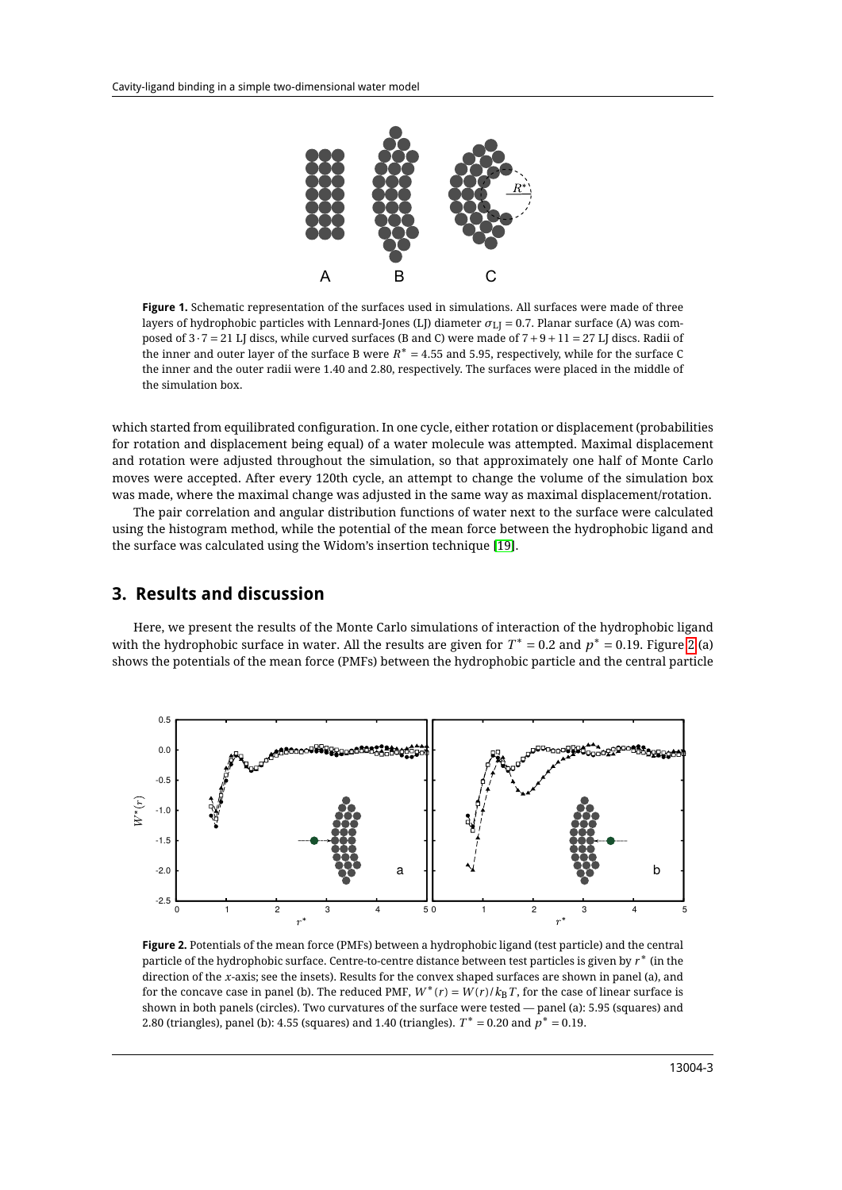**Figure 1.** Schematic representation of the surfaces used in simulations. All surfaces were made of three layers of hydrophobic particles with Lennard-Jones (LJ) diameter $\sigma_{\text{LJ}} = 0.7$. Planar surface (A) was composed of $3 \cdot 7 = 21$ LJ discs, while curved surfaces (B and C) were made of $7 + 9 + 11 = 27$ LJ discs. Radii of the inner and outer layer of the surface B were $R^* = 4.55$ and 5.95, respectively, while for the surface C the inner and the outer radii were 1.40 and 2.80, respectively. The surfaces were placed in the middle of the simulation box.

which started from equilibrated configuration. In one cycle, either rotation or displacement (probabilities for rotation and displacement being equal) of a water molecule was attempted. Maximal displacement and rotation were adjusted throughout the simulation, so that approximately one half of Monte Carlo moves were accepted. After every 120th cycle, an attempt to change the volume of the simulation box was made, where the maximal change was adjusted in the same way as maximal displacement/rotation.

The pair correlation and angular distribution functions of water next to the surface were calculated using the histogram method, while the potential of the mean force between the hydrophobic ligand and the surface was calculated using the Widom's insertion technique [19].

## 3. Results and discussion

Here, we present the results of the Monte Carlo simulations of interaction of the hydrophobic ligand with the hydrophobic surface in water. All the results are given for $T^* = 0.2$ and $p^* = 0.19$. Figure 2 (a) shows the potentials of the mean force (PMFs) between the hydrophobic particle and the central particle

**Figure 2.** Potentials of the mean force (PMFs) between a hydrophobic ligand (test particle) and the central particle of the hydrophobic surface. Centre-to-centre distance between test particles is given by $r^*$ (in the direction of the $x$-axis; see the insets). Results for the convex shaped surfaces are shown in panel (a), and for the concave case in panel (b). The reduced PMF, $W^*(r) = W(r)/k_{\text{B}}T$, for the case of linear surface is shown in both panels (circles). Two curvatures of the surface were tested — panel (a): 5.95 (squares) and 2.80 (triangles), panel (b): 4.55 (squares) and 1.40 (triangles). $T^* = 0.20$ and $p^* = 0.19$.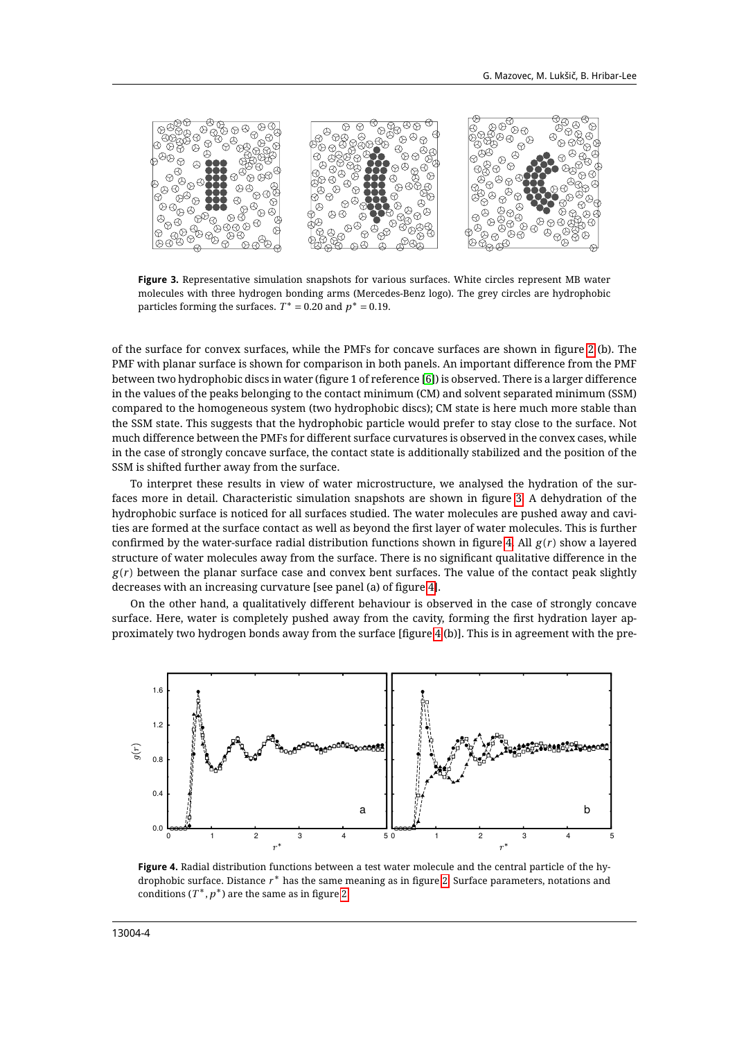**Figure 3.** Representative simulation snapshots for various surfaces. White circles represent MB water molecules with three hydrogen bonding arms (Mercedes-Benz logo). The grey circles are hydrophobic particles forming the surfaces. $T^* = 0.20$ and $p^* = 0.19$.

of the surface for convex surfaces, while the PMFs for concave surfaces are shown in figure 2 (b). The PMF with planar surface is shown for comparison in both panels. An important difference from the PMF between two hydrophobic discs in water (figure 1 of reference [6]) is observed. There is a larger difference in the values of the peaks belonging to the contact minimum (CM) and solvent separated minimum (SSM) compared to the homogeneous system (two hydrophobic discs); CM state is here much more stable than the SSM state. This suggests that the hydrophobic particle would prefer to stay close to the surface. Not much difference between the PMFs for different surface curvatures is observed in the convex cases, while in the case of strongly concave surface, the contact state is additionally stabilized and the position of the SSM is shifted further away from the surface.

To interpret these results in view of water microstructure, we analysed the hydration of the surfaces more in detail. Characteristic simulation snapshots are shown in figure 3. A dehydration of the hydrophobic surface is noticed for all surfaces studied. The water molecules are pushed away and cavities are formed at the surface contact as well as beyond the first layer of water molecules. This is further confirmed by the water-surface radial distribution functions shown in figure 4. All $g(r)$ show a layered structure of water molecules away from the surface. There is no significant qualitative difference in the $g(r)$ between the planar surface case and convex bent surfaces. The value of the contact peak slightly decreases with an increasing curvature [see panel (a) of figure 4].

On the other hand, a qualitatively different behaviour is observed in the case of strongly concave surface. Here, water is completely pushed away from the cavity, forming the first hydration layer approximately two hydrogen bonds away from the surface [figure 4 (b)]. This is in agreement with the pre-

**Figure 4.** Radial distribution functions between a test water molecule and the central particle of the hydrophobic surface. Distance $r^*$ has the same meaning as in figure 2. Surface parameters, notations and conditions ($T^*, p^*$) are the same as in figure 2.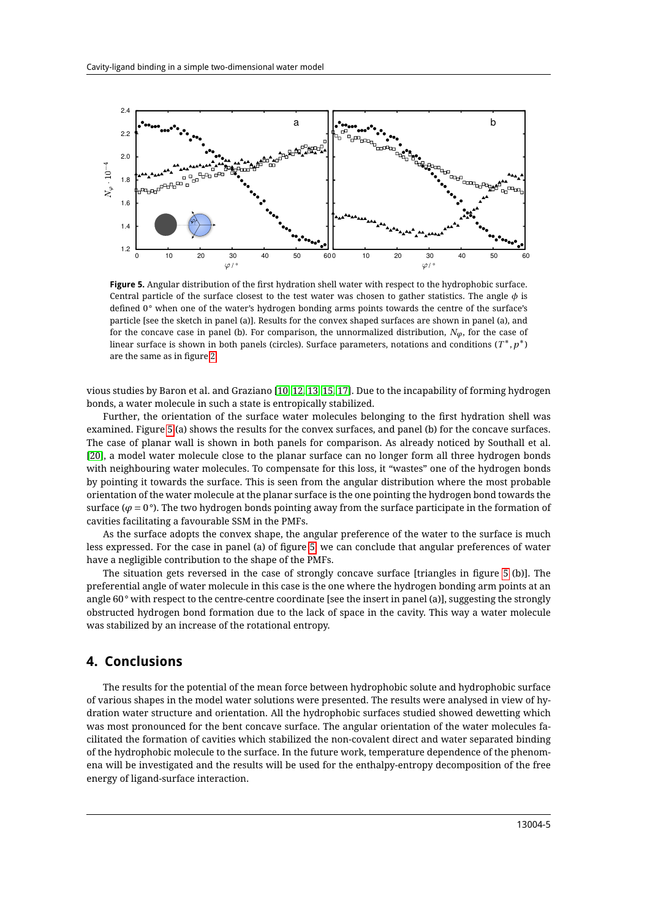**Figure 5.** Angular distribution of the first hydration shell water with respect to the hydrophobic surface. Central particle of the surface closest to the test water was chosen to gather statistics. The angle $\phi$ is defined 0° when one of the water's hydrogen bonding arms points towards the centre of the surface's particle [see the sketch in panel (a)]. Results for the convex shaped surfaces are shown in panel (a), and for the concave case in panel (b). For comparison, the unnormalized distribution, $N_{\varphi}$, for the case of linear surface is shown in both panels (circles). Surface parameters, notations and conditions $(T^{*}, p^{*})$ are the same as in figure 2.

vious studies by Baron et al. and Graziano [10, 12, 13, 15, 17]. Due to the incapability of forming hydrogen bonds, a water molecule in such a state is entropically stabilized.

Further, the orientation of the surface water molecules belonging to the first hydration shell was examined. Figure 5 (a) shows the results for the convex surfaces, and panel (b) for the concave surfaces. The case of planar wall is shown in both panels for comparison. As already noticed by Southall et al. [20], a model water molecule close to the planar surface can no longer form all three hydrogen bonds with neighbouring water molecules. To compensate for this loss, it "wastes" one of the hydrogen bonds by pointing it towards the surface. This is seen from the angular distribution where the most probable orientation of the water molecule at the planar surface is the one pointing the hydrogen bond towards the surface ($\varphi = 0$°). The two hydrogen bonds pointing away from the surface participate in the formation of cavities facilitating a favourable SSM in the PMFs.

As the surface adopts the convex shape, the angular preference of the water to the surface is much less expressed. For the case in panel (a) of figure 5, we can conclude that angular preferences of water have a negligible contribution to the shape of the PMFs.

The situation gets reversed in the case of strongly concave surface [triangles in figure 5 (b)]. The preferential angle of water molecule in this case is the one where the hydrogen bonding arm points at an angle 60° with respect to the centre-centre coordinate [see the insert in panel (a)], suggesting the strongly obstructed hydrogen bond formation due to the lack of space in the cavity. This way a water molecule was stabilized by an increase of the rotational entropy.

## 4. Conclusions

The results for the potential of the mean force between hydrophobic solute and hydrophobic surface of various shapes in the model water solutions were presented. The results were analysed in view of hydration water structure and orientation. All the hydrophobic surfaces studied showed dewetting which was most pronounced for the bent concave surface. The angular orientation of the water molecules facilitated the formation of cavities which stabilized the non-covalent direct and water separated binding of the hydrophobic molecule to the surface. In the future work, temperature dependence of the phenomena will be investigated and the results will be used for the enthalpy-entropy decomposition of the free energy of ligand-surface interaction.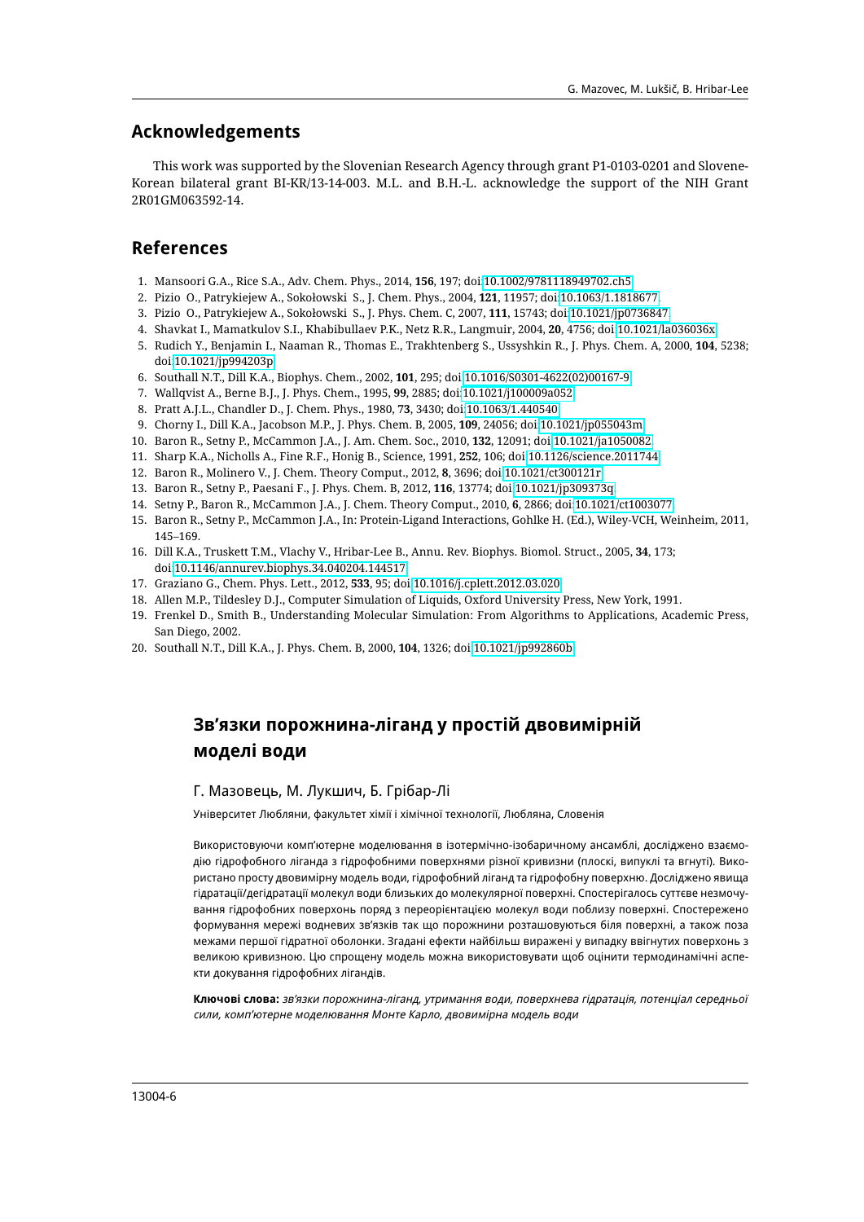## Acknowledgements

This work was supported by the Slovenian Research Agency through grant P1-0103-0201 and Slovene-Korean bilateral grant BI-KR/13-14-003. M.L. and B.H.-L. acknowledge the support of the NIH Grant 2R01GM063592-14.

## References

1. Mansoori G.A., Rice S.A., Adv. Chem. Phys., 2014, **156**, 197; doi:10.1002/9781118949702.ch5.
2. Pizio O., Patrykiejew A., Sokołowski S., J. Chem. Phys., 2004, **121**, 11957; doi:10.1063/1.1818677.
3. Pizio O., Patrykiejew A., Sokołowski S., J. Phys. Chem. C, 2007, **111**, 15743; doi:10.1021/jp0736847.
4. Shavkat I., Mamatkulov S.I., Khabibullaev P.K., Netz R.R., Langmuir, 2004, **20**, 4756; doi:10.1021/la036036x.
5. Rudich Y., Benjamin I., Naaman R., Thomas E., Trakhtenberg S., Ussyshkin R., J. Phys. Chem. A, 2000, **104**, 5238; doi:10.1021/jp994203p.
6. Southall N.T., Dill K.A., Biophys. Chem., 2002, **101**, 295; doi:10.1016/S0301-4622(02)00167-9.
7. Wallqvist A., Berne B.J., J. Phys. Chem., 1995, **99**, 2885; doi:10.1021/j100009a052.
8. Pratt A.J.L., Chandler D., J. Chem. Phys., 1980, **73**, 3430; doi:10.1063/1.440540.
9. Chorny I., Dill K.A., Jacobson M.P., J. Phys. Chem. B, 2005, **109**, 24056; doi:10.1021/jp055043m.
10. Baron R., Setny P., McCammon J.A., J. Am. Chem. Soc., 2010, **132**, 12091; doi:10.1021/ja1050082.
11. Sharp K.A., Nicholls A., Fine R.F., Honig B., Science, 1991, **252**, 106; doi:10.1126/science.2011744.
12. Baron R., Molinero V., J. Chem. Theory Comput., 2012, **8**, 3696; doi:10.1021/ct300121r.
13. Baron R., Setny P., Paesani F., J. Phys. Chem. B, 2012, **116**, 13774; doi:10.1021/jp309373q.
14. Setny P., Baron R., McCammon J.A., J. Chem. Theory Comput., 2010, **6**, 2866; doi:10.1021/ct1003077.
15. Baron R., Setny P., McCammon J.A., In: Protein-Ligand Interactions, Gohlke H. (Ed.), Wiley-VCH, Weinheim, 2011, 145–169.
16. Dill K.A., Truskett T.M., Vlachy V., Hribar-Lee B., Annu. Rev. Biophys. Biomol. Struct., 2005, **34**, 173; doi:10.1146/annurev.biophys.34.040204.144517.
17. Graziano G., Chem. Phys. Lett., 2012, **533**, 95; doi:10.1016/j.cplett.2012.03.020.
18. Allen M.P., Tildesley D.J., Computer Simulation of Liquids, Oxford University Press, New York, 1991.
19. Frenkel D., Smith B., Understanding Molecular Simulation: From Algorithms to Applications, Academic Press, San Diego, 2002.
20. Southall N.T., Dill K.A., J. Phys. Chem. B, 2000, **104**, 1326; doi:10.1021/jp992860b.

## Зв’язки порожнина-ліганд у простій двовимірній моделі води

Г. Мазовець, М. Лукшич, Б. Грібар-Лі

Університет Любляни, факультет хімії і хімічної технології, Любляна, Словенія

Використовуючи комп’ютерне моделювання в ізотермічно-ізобаричному ансамблі, досліджено взаємодію гідрофобного ліганда з гідрофобними поверхнями різної кривизни (плоскі, випуклі та вгнуті). Використано просту двовимірну модель води, гідрофобний ліганд та гідрофобну поверхню. Досліджено явища гідратації/дегідратації молекул води близьких до молекулярної поверхні. Спостерігалось суттєве незмочування гідрофобних поверхонь поряд з переорієнтацією молекул води поблизу поверхні. Спостережено формування мережі водневих зв’язків так що порожнини розташовуються біля поверхні, а також поза межами першої гідратної оболонки. Згадані ефекти найбільш виражені у випадку ввігнутих поверхонь з великою кривизною. Цю спрощену модель можна використовувати щоб оцінити термодинамічні аспекти докування гідрофобних лігандів.

**Ключові слова:** *зв’язки порожнина-ліганд, утримання води, поверхнева гідратація, потенціал середньої сили, комп’ютерне моделювання Монте Карло, двовимірна модель води*